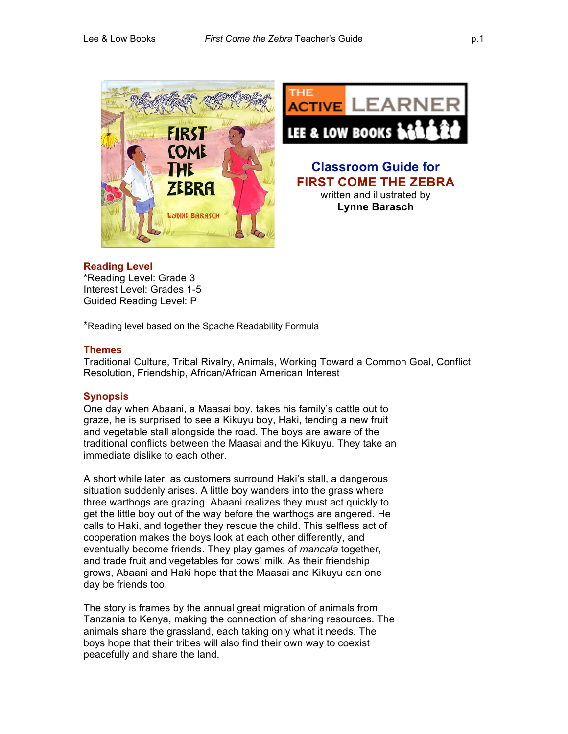# Classroom Guide for FIRST COME THE ZEBRA

written and illustrated by
**Lynne Barasch**

## Reading Level

*Reading Level: Grade 3
Interest Level: Grades 1-5
Guided Reading Level: P

*Reading level based on the Spache Readability Formula

## Themes

Traditional Culture, Tribal Rivalry, Animals, Working Toward a Common Goal, Conflict Resolution, Friendship, African/African American Interest

## Synopsis

One day when Abaani, a Maasai boy, takes his family's cattle out to graze, he is surprised to see a Kikuyu boy, Haki, tending a new fruit and vegetable stall alongside the road. The boys are aware of the traditional conflicts between the Maasai and the Kikuyu. They take an immediate dislike to each other.

A short while later, as customers surround Haki's stall, a dangerous situation suddenly arises. A little boy wanders into the grass where three warthogs are grazing. Abaani realizes they must act quickly to get the little boy out of the way before the warthogs are angered. He calls to Haki, and together they rescue the child. This selfless act of cooperation makes the boys look at each other differently, and eventually become friends. They play games of *mancala* together, and trade fruit and vegetables for cows' milk. As their friendship grows, Abaani and Haki hope that the Maasai and Kikuyu can one day be friends too.

The story is frames by the annual great migration of animals from Tanzania to Kenya, making the connection of sharing resources. The animals share the grassland, each taking only what it needs. The boys hope that their tribes will also find their own way to coexist peacefully and share the land.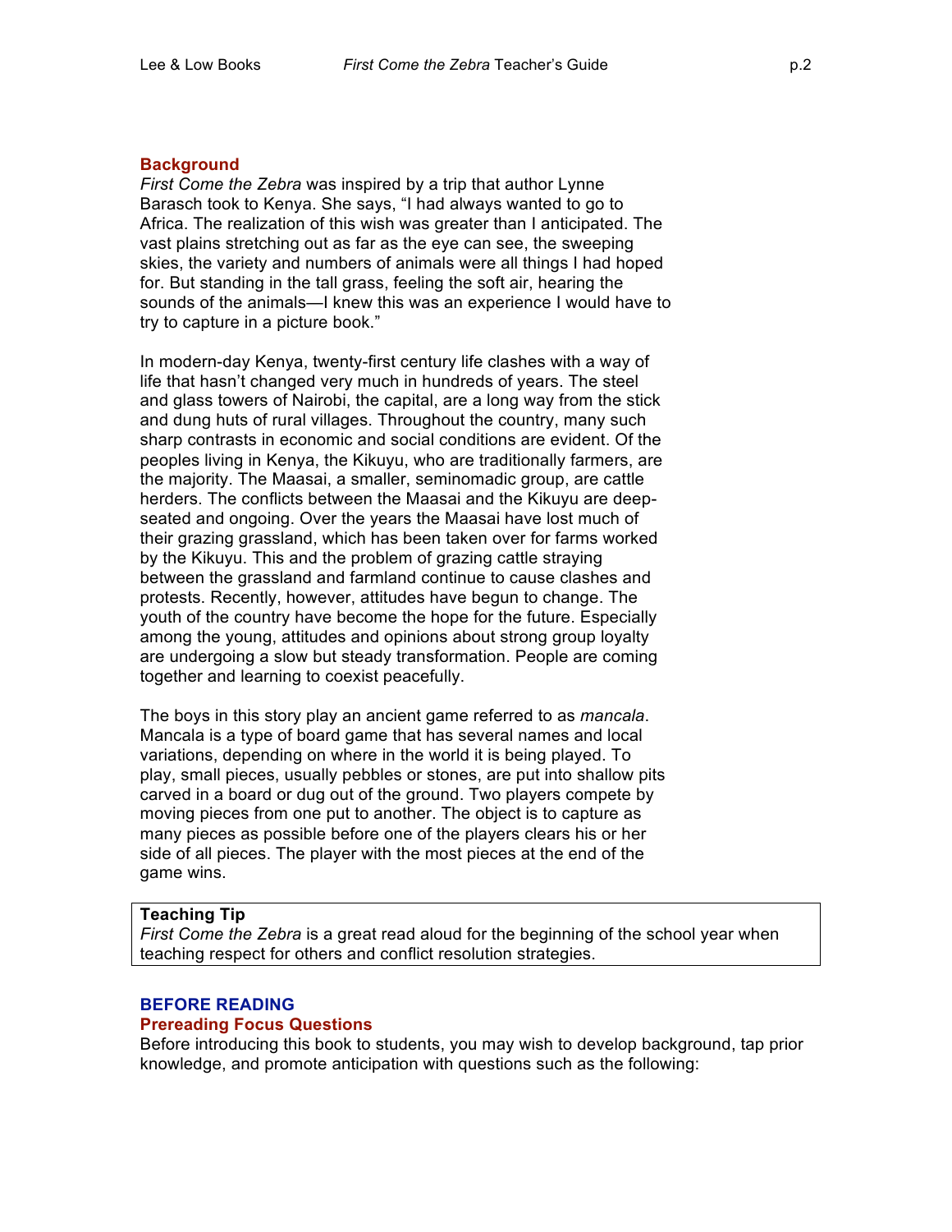## Background

*First Come the Zebra* was inspired by a trip that author Lynne Barasch took to Kenya. She says, "I had always wanted to go to Africa. The realization of this wish was greater than I anticipated. The vast plains stretching out as far as the eye can see, the sweeping skies, the variety and numbers of animals were all things I had hoped for. But standing in the tall grass, feeling the soft air, hearing the sounds of the animals—I knew this was an experience I would have to try to capture in a picture book."

In modern-day Kenya, twenty-first century life clashes with a way of life that hasn't changed very much in hundreds of years. The steel and glass towers of Nairobi, the capital, are a long way from the stick and dung huts of rural villages. Throughout the country, many such sharp contrasts in economic and social conditions are evident. Of the peoples living in Kenya, the Kikuyu, who are traditionally farmers, are the majority. The Maasai, a smaller, seminomadic group, are cattle herders. The conflicts between the Maasai and the Kikuyu are deep-seated and ongoing. Over the years the Maasai have lost much of their grazing grassland, which has been taken over for farms worked by the Kikuyu. This and the problem of grazing cattle straying between the grassland and farmland continue to cause clashes and protests. Recently, however, attitudes have begun to change. The youth of the country have become the hope for the future. Especially among the young, attitudes and opinions about strong group loyalty are undergoing a slow but steady transformation. People are coming together and learning to coexist peacefully.

The boys in this story play an ancient game referred to as *mancala*. Mancala is a type of board game that has several names and local variations, depending on where in the world it is being played. To play, small pieces, usually pebbles or stones, are put into shallow pits carved in a board or dug out of the ground. Two players compete by moving pieces from one put to another. The object is to capture as many pieces as possible before one of the players clears his or her side of all pieces. The player with the most pieces at the end of the game wins.

> **Teaching Tip**
> *First Come the Zebra* is a great read aloud for the beginning of the school year when teaching respect for others and conflict resolution strategies.

## BEFORE READING

### Prereading Focus Questions

Before introducing this book to students, you may wish to develop background, tap prior knowledge, and promote anticipation with questions such as the following: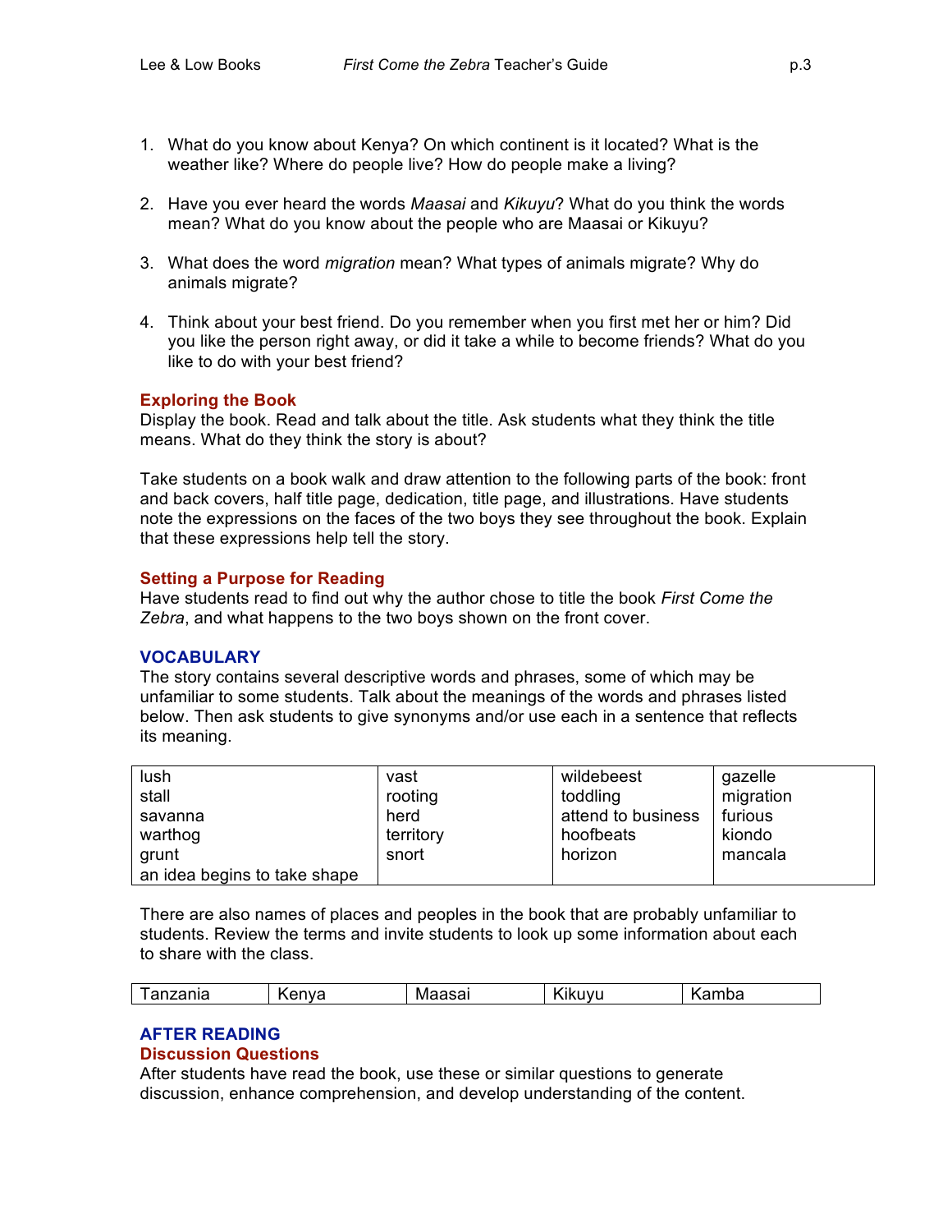1. What do you know about Kenya? On which continent is it located? What is the weather like? Where do people live? How do people make a living?

2. Have you ever heard the words *Maasai* and *Kikuyu*? What do you think the words mean? What do you know about the people who are Maasai or Kikuyu?

3. What does the word *migration* mean? What types of animals migrate? Why do animals migrate?

4. Think about your best friend. Do you remember when you first met her or him? Did you like the person right away, or did it take a while to become friends? What do you like to do with your best friend?

### Exploring the Book

Display the book. Read and talk about the title. Ask students what they think the title means. What do they think the story is about?

Take students on a book walk and draw attention to the following parts of the book: front and back covers, half title page, dedication, title page, and illustrations. Have students note the expressions on the faces of the two boys they see throughout the book. Explain that these expressions help tell the story.

### Setting a Purpose for Reading

Have students read to find out why the author chose to title the book *First Come the Zebra*, and what happens to the two boys shown on the front cover.

## VOCABULARY

The story contains several descriptive words and phrases, some of which may be unfamiliar to some students. Talk about the meanings of the words and phrases listed below. Then ask students to give synonyms and/or use each in a sentence that reflects its meaning.

| | | | |
|---|---|---|---|
| lush | vast | wildebeest | gazelle |
| stall | rooting | toddling | migration |
| savanna | herd | attend to business | furious |
| warthog | territory | hoofbeats | kiondo |
| grunt | snort | horizon | mancala |
| an idea begins to take shape | | | |

There are also names of places and peoples in the book that are probably unfamiliar to students. Review the terms and invite students to look up some information about each to share with the class.

| | | | | |
|---|---|---|---|---|
| Tanzania | Kenya | Maasai | Kikuyu | Kamba |

## AFTER READING

### Discussion Questions

After students have read the book, use these or similar questions to generate discussion, enhance comprehension, and develop understanding of the content.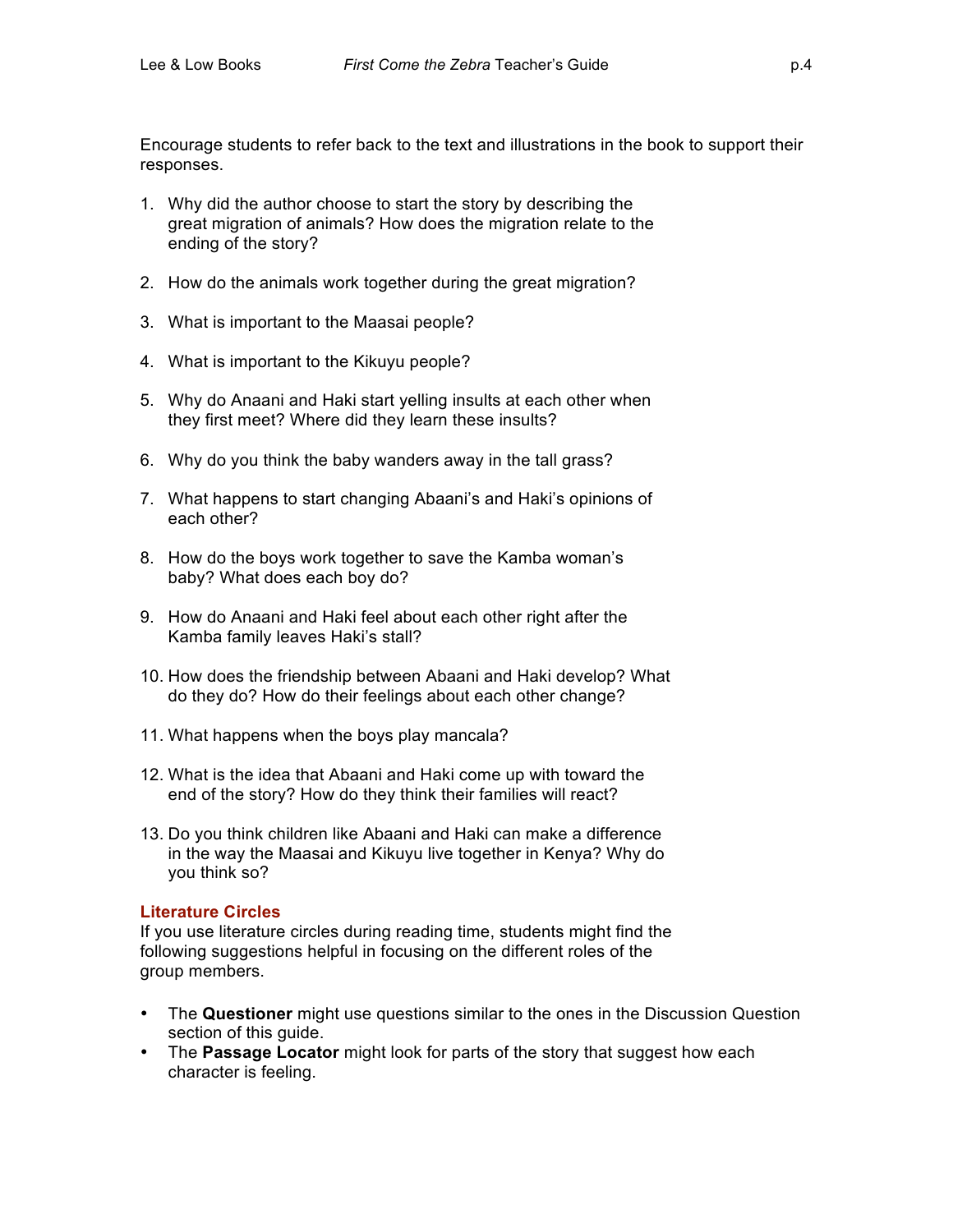Encourage students to refer back to the text and illustrations in the book to support their responses.

1. Why did the author choose to start the story by describing the great migration of animals? How does the migration relate to the ending of the story?

2. How do the animals work together during the great migration?

3. What is important to the Maasai people?

4. What is important to the Kikuyu people?

5. Why do Anaani and Haki start yelling insults at each other when they first meet? Where did they learn these insults?

6. Why do you think the baby wanders away in the tall grass?

7. What happens to start changing Abaani's and Haki's opinions of each other?

8. How do the boys work together to save the Kamba woman's baby? What does each boy do?

9. How do Anaani and Haki feel about each other right after the Kamba family leaves Haki's stall?

10. How does the friendship between Abaani and Haki develop? What do they do? How do their feelings about each other change?

11. What happens when the boys play mancala?

12. What is the idea that Abaani and Haki come up with toward the end of the story? How do they think their families will react?

13. Do you think children like Abaani and Haki can make a difference in the way the Maasai and Kikuyu live together in Kenya? Why do you think so?

### Literature Circles

If you use literature circles during reading time, students might find the following suggestions helpful in focusing on the different roles of the group members.

- The **Questioner** might use questions similar to the ones in the Discussion Question section of this guide.
- The **Passage Locator** might look for parts of the story that suggest how each character is feeling.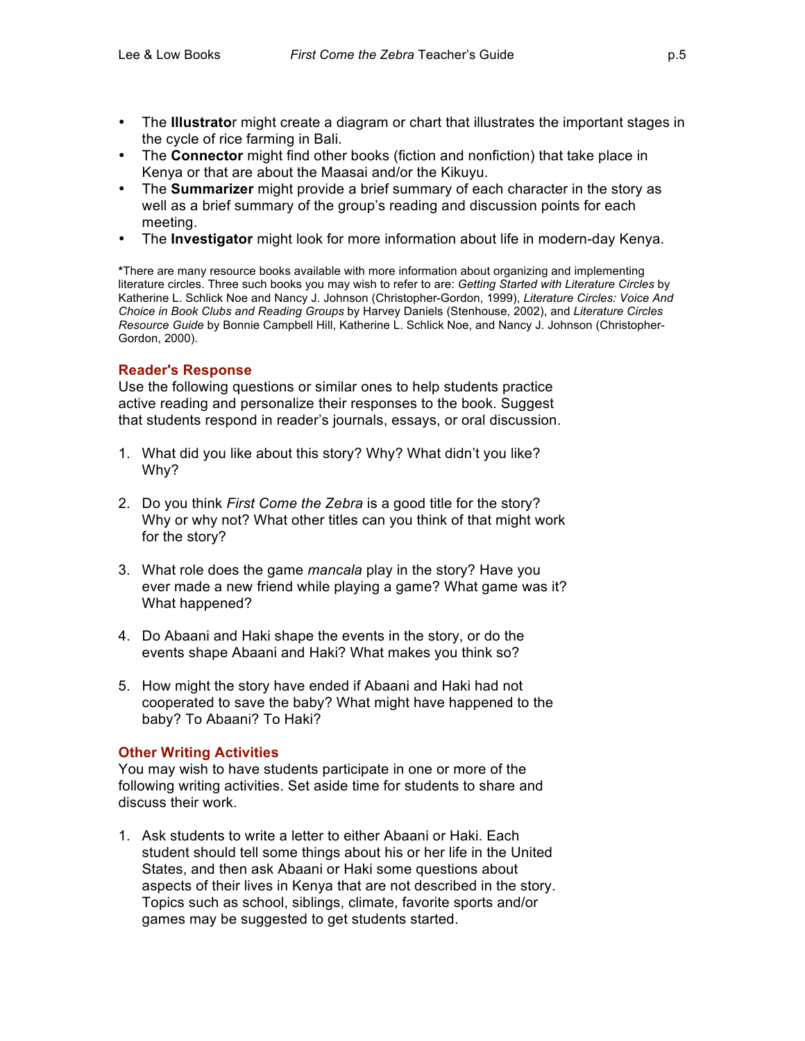- The **Illustrator** might create a diagram or chart that illustrates the important stages in the cycle of rice farming in Bali.
- The **Connector** might find other books (fiction and nonfiction) that take place in Kenya or that are about the Maasai and/or the Kikuyu.
- The **Summarizer** might provide a brief summary of each character in the story as well as a brief summary of the group's reading and discussion points for each meeting.
- The **Investigator** might look for more information about life in modern-day Kenya.

***There are many resource books available with more information about organizing and implementing literature circles. Three such books you may wish to refer to are: *Getting Started with Literature Circles* by Katherine L. Schlick Noe and Nancy J. Johnson (Christopher-Gordon, 1999), *Literature Circles: Voice And Choice in Book Clubs and Reading Groups* by Harvey Daniels (Stenhouse, 2002), and *Literature Circles Resource Guide* by Bonnie Campbell Hill, Katherine L. Schlick Noe, and Nancy J. Johnson (Christopher-Gordon, 2000).

## Reader's Response

Use the following questions or similar ones to help students practice active reading and personalize their responses to the book. Suggest that students respond in reader's journals, essays, or oral discussion.

1. What did you like about this story? Why? What didn't you like? Why?

2. Do you think *First Come the Zebra* is a good title for the story? Why or why not? What other titles can you think of that might work for the story?

3. What role does the game *mancala* play in the story? Have you ever made a new friend while playing a game? What game was it? What happened?

4. Do Abaani and Haki shape the events in the story, or do the events shape Abaani and Haki? What makes you think so?

5. How might the story have ended if Abaani and Haki had not cooperated to save the baby? What might have happened to the baby? To Abaani? To Haki?

## Other Writing Activities

You may wish to have students participate in one or more of the following writing activities. Set aside time for students to share and discuss their work.

1. Ask students to write a letter to either Abaani or Haki. Each student should tell some things about his or her life in the United States, and then ask Abaani or Haki some questions about aspects of their lives in Kenya that are not described in the story. Topics such as school, siblings, climate, favorite sports and/or games may be suggested to get students started.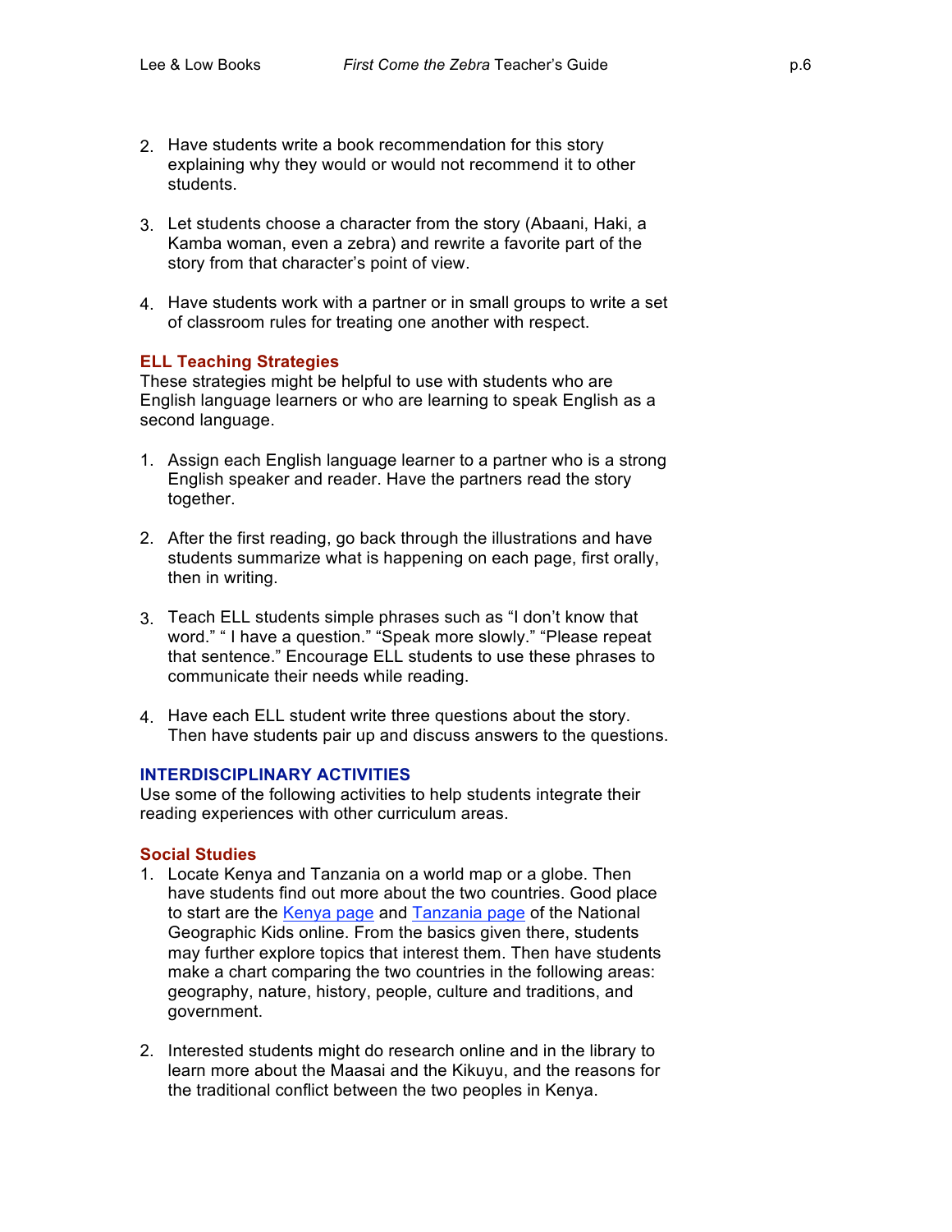2. Have students write a book recommendation for this story explaining why they would or would not recommend it to other students.

3. Let students choose a character from the story (Abaani, Haki, a Kamba woman, even a zebra) and rewrite a favorite part of the story from that character's point of view.

4. Have students work with a partner or in small groups to write a set of classroom rules for treating one another with respect.

### ELL Teaching Strategies

These strategies might be helpful to use with students who are English language learners or who are learning to speak English as a second language.

1. Assign each English language learner to a partner who is a strong English speaker and reader. Have the partners read the story together.

2. After the first reading, go back through the illustrations and have students summarize what is happening on each page, first orally, then in writing.

3. Teach ELL students simple phrases such as "I don't know that word." " I have a question." "Speak more slowly." "Please repeat that sentence." Encourage ELL students to use these phrases to communicate their needs while reading.

4. Have each ELL student write three questions about the story. Then have students pair up and discuss answers to the questions.

## INTERDISCIPLINARY ACTIVITIES

Use some of the following activities to help students integrate their reading experiences with other curriculum areas.

### Social Studies

1. Locate Kenya and Tanzania on a world map or a globe. Then have students find out more about the two countries. Good place to start are the Kenya page and Tanzania page of the National Geographic Kids online. From the basics given there, students may further explore topics that interest them. Then have students make a chart comparing the two countries in the following areas: geography, nature, history, people, culture and traditions, and government.

2. Interested students might do research online and in the library to learn more about the Maasai and the Kikuyu, and the reasons for the traditional conflict between the two peoples in Kenya.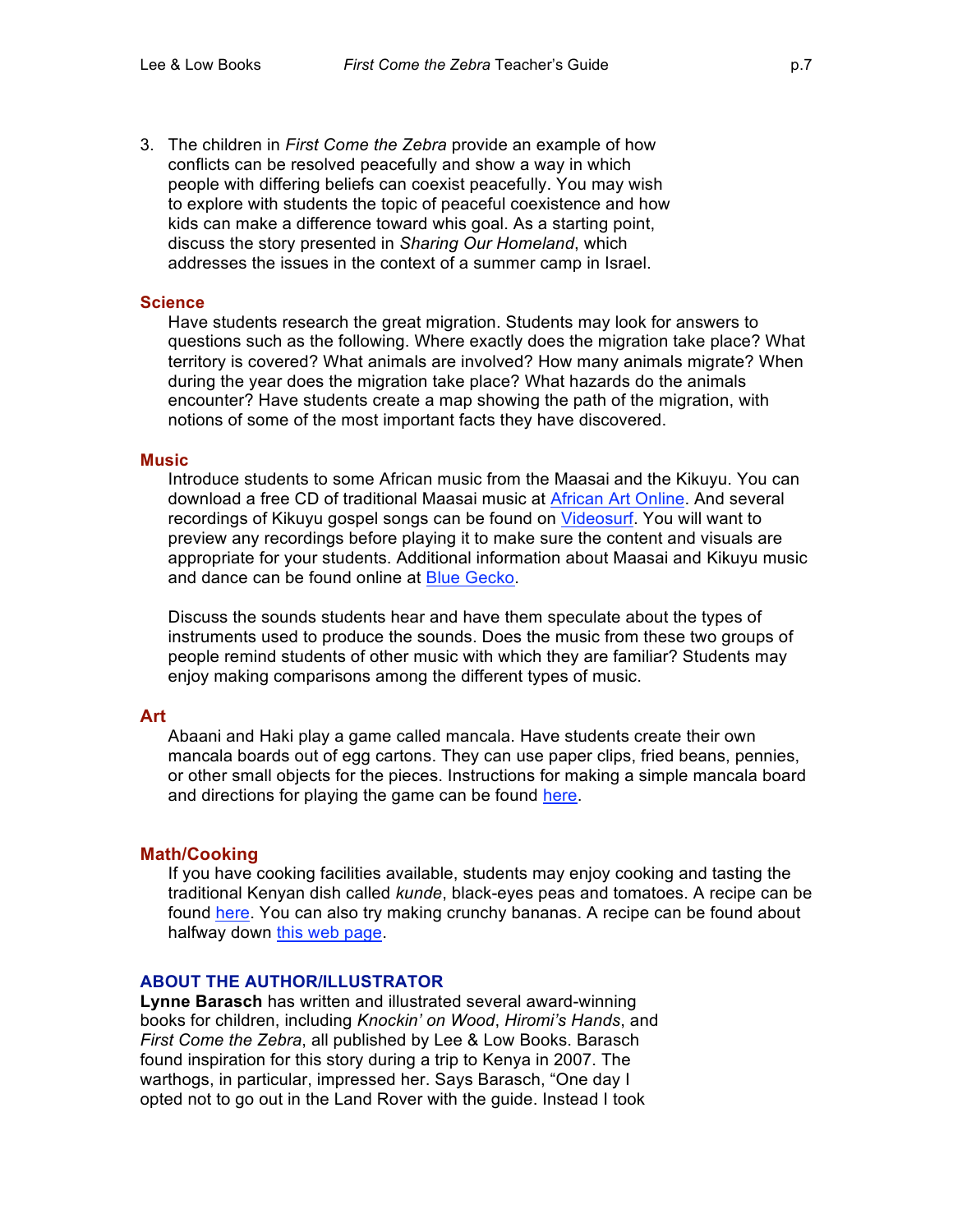3. The children in *First Come the Zebra* provide an example of how conflicts can be resolved peacefully and show a way in which people with differing beliefs can coexist peacefully. You may wish to explore with students the topic of peaceful coexistence and how kids can make a difference toward whis goal. As a starting point, discuss the story presented in *Sharing Our Homeland*, which addresses the issues in the context of a summer camp in Israel.

### Science

Have students research the great migration. Students may look for answers to questions such as the following. Where exactly does the migration take place? What territory is covered? What animals are involved? How many animals migrate? When during the year does the migration take place? What hazards do the animals encounter? Have students create a map showing the path of the migration, with notions of some of the most important facts they have discovered.

### Music

Introduce students to some African music from the Maasai and the Kikuyu. You can download a free CD of traditional Maasai music at African Art Online. And several recordings of Kikuyu gospel songs can be found on Videosurf. You will want to preview any recordings before playing it to make sure the content and visuals are appropriate for your students. Additional information about Maasai and Kikuyu music and dance can be found online at Blue Gecko.

Discuss the sounds students hear and have them speculate about the types of instruments used to produce the sounds. Does the music from these two groups of people remind students of other music with which they are familiar? Students may enjoy making comparisons among the different types of music.

### Art

Abaani and Haki play a game called mancala. Have students create their own mancala boards out of egg cartons. They can use paper clips, fried beans, pennies, or other small objects for the pieces. Instructions for making a simple mancala board and directions for playing the game can be found here.

### Math/Cooking

If you have cooking facilities available, students may enjoy cooking and tasting the traditional Kenyan dish called *kunde*, black-eyes peas and tomatoes. A recipe can be found here. You can also try making crunchy bananas. A recipe can be found about halfway down this web page.

## ABOUT THE AUTHOR/ILLUSTRATOR

**Lynne Barasch** has written and illustrated several award-winning books for children, including *Knockin' on Wood*, *Hiromi's Hands*, and *First Come the Zebra*, all published by Lee & Low Books. Barasch found inspiration for this story during a trip to Kenya in 2007. The warthogs, in particular, impressed her. Says Barasch, "One day I opted not to go out in the Land Rover with the guide. Instead I took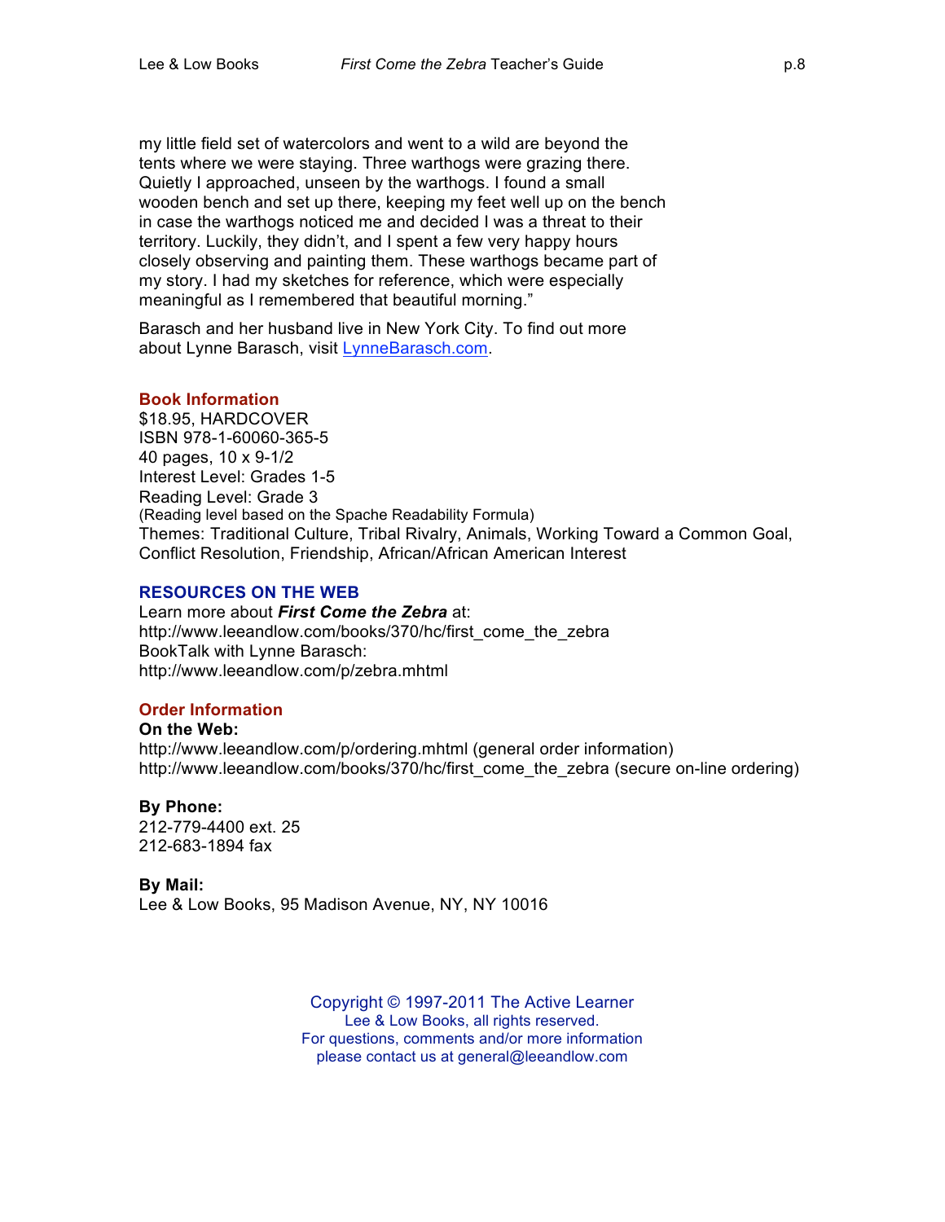my little field set of watercolors and went to a wild are beyond the tents where we were staying. Three warthogs were grazing there. Quietly I approached, unseen by the warthogs. I found a small wooden bench and set up there, keeping my feet well up on the bench in case the warthogs noticed me and decided I was a threat to their territory. Luckily, they didn't, and I spent a few very happy hours closely observing and painting them. These warthogs became part of my story. I had my sketches for reference, which were especially meaningful as I remembered that beautiful morning."

Barasch and her husband live in New York City. To find out more about Lynne Barasch, visit LynneBarasch.com.

## Book Information

$18.95, HARDCOVER
ISBN 978-1-60060-365-5
40 pages, 10 x 9-1/2
Interest Level: Grades 1-5
Reading Level: Grade 3
(Reading level based on the Spache Readability Formula)
Themes: Traditional Culture, Tribal Rivalry, Animals, Working Toward a Common Goal, Conflict Resolution, Friendship, African/African American Interest

## RESOURCES ON THE WEB

Learn more about ***First Come the Zebra*** at:
http://www.leeandlow.com/books/370/hc/first_come_the_zebra
BookTalk with Lynne Barasch:
http://www.leeandlow.com/p/zebra.mhtml

## Order Information

**On the Web:**
http://www.leeandlow.com/p/ordering.mhtml (general order information)
http://www.leeandlow.com/books/370/hc/first_come_the_zebra (secure on-line ordering)

**By Phone:**
212-779-4400 ext. 25
212-683-1894 fax

**By Mail:**
Lee & Low Books, 95 Madison Avenue, NY, NY 10016

Copyright © 1997-2011 The Active Learner
Lee & Low Books, all rights reserved.
For questions, comments and/or more information
please contact us at general@leeandlow.com